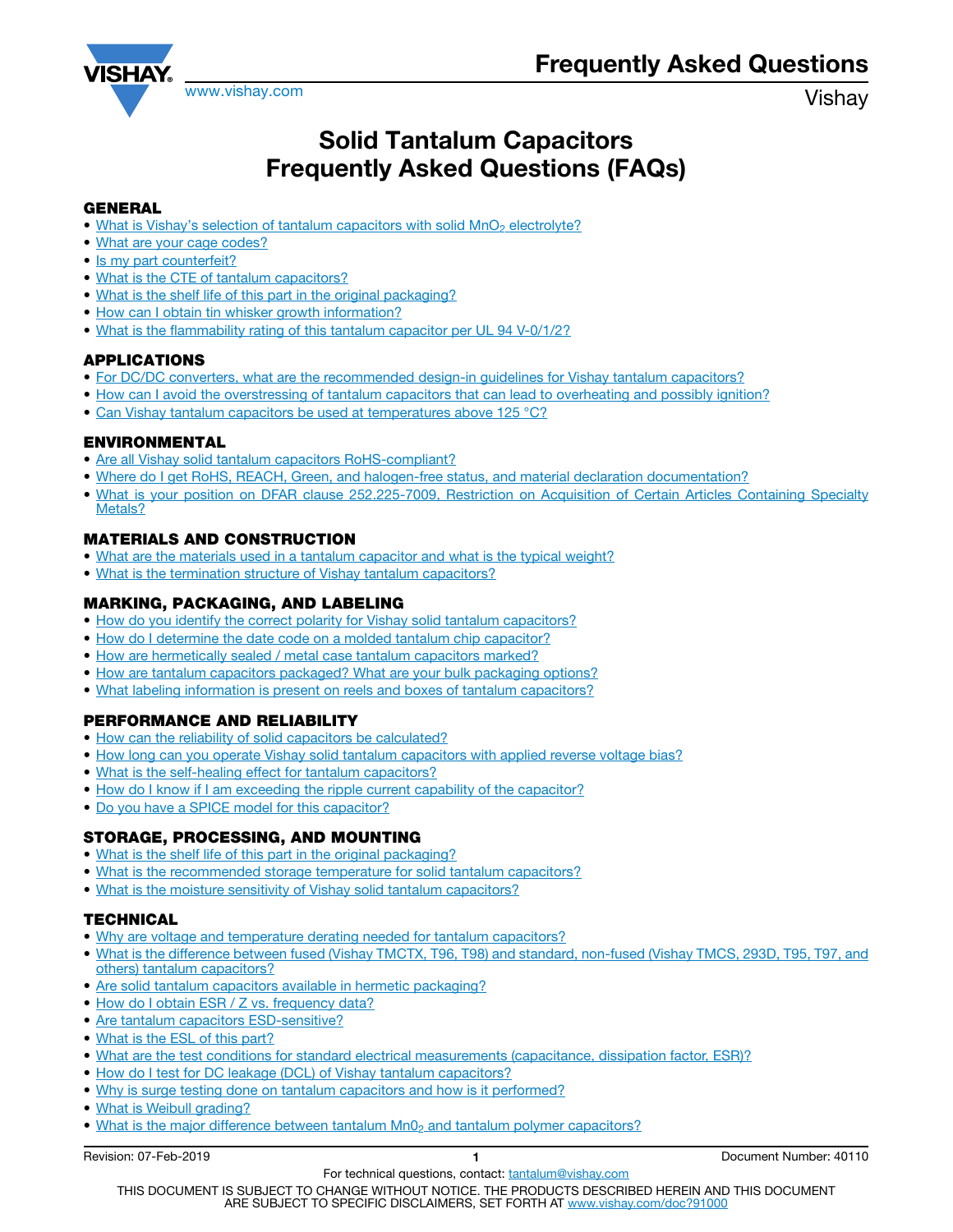# Solid Tantalum Capacitors Frequently Asked Questions (FAQs)

## GENERAL

- What is Vishay's selection of tantalum capacitors with solid $MnO_2$ electrolyte?
- What are your cage codes?
- Is my part counterfeit?
- What is the CTE of tantalum capacitors?
- What is the shelf life of this part in the original packaging?
- How can I obtain tin whisker growth information?
- What is the flammability rating of this tantalum capacitor per UL 94 V-0/1/2?

## APPLICATIONS

- For DC/DC converters, what are the recommended design-in guidelines for Vishay tantalum capacitors?
- How can I avoid the overstressing of tantalum capacitors that can lead to overheating and possibly ignition?
- Can Vishay tantalum capacitors be used at temperatures above 125 °C?

## ENVIRONMENTAL

- Are all Vishay solid tantalum capacitors RoHS-compliant?
- Where do I get RoHS, REACH, Green, and halogen-free status, and material declaration documentation?
- What is your position on DFAR clause 252.225-7009, Restriction on Acquisition of Certain Articles Containing Specialty Metals?

## MATERIALS AND CONSTRUCTION

- What are the materials used in a tantalum capacitor and what is the typical weight?
- What is the termination structure of Vishay tantalum capacitors?

## MARKING, PACKAGING, AND LABELING

- How do you identify the correct polarity for Vishay solid tantalum capacitors?
- How do I determine the date code on a molded tantalum chip capacitor?
- How are hermetically sealed / metal case tantalum capacitors marked?
- How are tantalum capacitors packaged? What are your bulk packaging options?
- What labeling information is present on reels and boxes of tantalum capacitors?

## PERFORMANCE AND RELIABILITY

- How can the reliability of solid capacitors be calculated?
- How long can you operate Vishay solid tantalum capacitors with applied reverse voltage bias?
- What is the self-healing effect for tantalum capacitors?
- How do I know if I am exceeding the ripple current capability of the capacitor?
- Do you have a SPICE model for this capacitor?

## STORAGE, PROCESSING, AND MOUNTING

- What is the shelf life of this part in the original packaging?
- What is the recommended storage temperature for solid tantalum capacitors?
- What is the moisture sensitivity of Vishay solid tantalum capacitors?

## TECHNICAL

- Why are voltage and temperature derating needed for tantalum capacitors?
- What is the difference between fused (Vishay TMCTX, T96, T98) and standard, non-fused (Vishay TMCS, 293D, T95, T97, and others) tantalum capacitors?
- Are solid tantalum capacitors available in hermetic packaging?
- How do I obtain ESR / Z vs. frequency data?
- Are tantalum capacitors ESD-sensitive?
- What is the ESL of this part?
- What are the test conditions for standard electrical measurements (capacitance, dissipation factor, ESR)?
- How do I test for DC leakage (DCL) of Vishay tantalum capacitors?
- Why is surge testing done on tantalum capacitors and how is it performed?
- What is Weibull grading?
- What is the major difference between tantalum $Mn0_2$ and tantalum polymer capacitors?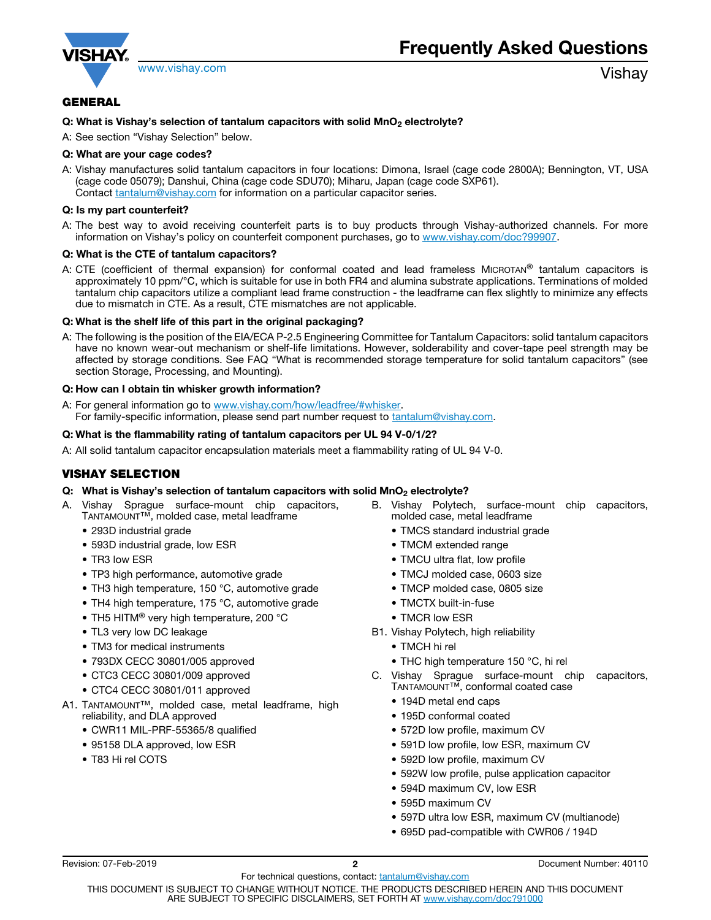## GENERAL

**Q: What is Vishay's selection of tantalum capacitors with solid $MnO_2$ electrolyte?**

A: See section "Vishay Selection" below.

**Q: What are your cage codes?**

A: Vishay manufactures solid tantalum capacitors in four locations: Dimona, Israel (cage code 2800A); Bennington, VT, USA (cage code 05079); Danshui, China (cage code SDU70); Miharu, Japan (cage code SXP61).
Contact tantalum@vishay.com for information on a particular capacitor series.

**Q: Is my part counterfeit?**

A: The best way to avoid receiving counterfeit parts is to buy products through Vishay-authorized channels. For more information on Vishay's policy on counterfeit component purchases, go to www.vishay.com/doc?99907.

**Q: What is the CTE of tantalum capacitors?**

A: CTE (coefficient of thermal expansion) for conformal coated and lead frameless MICROTAN® tantalum capacitors is approximately 10 ppm/°C, which is suitable for use in both FR4 and alumina substrate applications. Terminations of molded tantalum chip capacitors utilize a compliant lead frame construction - the leadframe can flex slightly to minimize any effects due to mismatch in CTE. As a result, CTE mismatches are not applicable.

**Q: What is the shelf life of this part in the original packaging?**

A: The following is the position of the EIA/ECA P-2.5 Engineering Committee for Tantalum Capacitors: solid tantalum capacitors have no known wear-out mechanism or shelf-life limitations. However, solderability and cover-tape peel strength may be affected by storage conditions. See FAQ "What is recommended storage temperature for solid tantalum capacitors" (see section Storage, Processing, and Mounting).

**Q: How can I obtain tin whisker growth information?**

A: For general information go to www.vishay.com/how/leadfree/#whisker.
For family-specific information, please send part number request to tantalum@vishay.com.

**Q: What is the flammability rating of tantalum capacitors per UL 94 V-0/1/2?**

A: All solid tantalum capacitor encapsulation materials meet a flammability rating of UL 94 V-0.

## VISHAY SELECTION

**Q: What is Vishay's selection of tantalum capacitors with solid $MnO_2$ electrolyte?**

A. Vishay Sprague surface-mount chip capacitors, TANTAMOUNT™, molded case, metal leadframe
- 293D industrial grade
- 593D industrial grade, low ESR
- TR3 low ESR
- TP3 high performance, automotive grade
- TH3 high temperature, 150 °C, automotive grade
- TH4 high temperature, 175 °C, automotive grade
- TH5 HITM® very high temperature, 200 °C
- TL3 very low DC leakage
- TM3 for medical instruments
- 793DX CECC 30801/005 approved
- CTC3 CECC 30801/009 approved
- CTC4 CECC 30801/011 approved

A1. TANTAMOUNT™, molded case, metal leadframe, high reliability, and DLA approved
- CWR11 MIL-PRF-55365/8 qualified
- 95158 DLA approved, low ESR
- T83 Hi rel COTS

B. Vishay Polytech, surface-mount chip capacitors, molded case, metal leadframe
- TMCS standard industrial grade
- TMCM extended range
- TMCU ultra flat, low profile
- TMCJ molded case, 0603 size
- TMCP molded case, 0805 size
- TMCTX built-in-fuse
- TMCR low ESR

B1. Vishay Polytech, high reliability
- TMCH hi rel
- THC high temperature 150 °C, hi rel

C. Vishay Sprague surface-mount chip capacitors, TANTAMOUNT™, conformal coated case
- 194D metal end caps
- 195D conformal coated
- 572D low profile, maximum CV
- 591D low profile, low ESR, maximum CV
- 592D low profile, maximum CV
- 592W low profile, pulse application capacitor
- 594D maximum CV, low ESR
- 595D maximum CV
- 597D ultra low ESR, maximum CV (multianode)
- 695D pad-compatible with CWR06 / 194D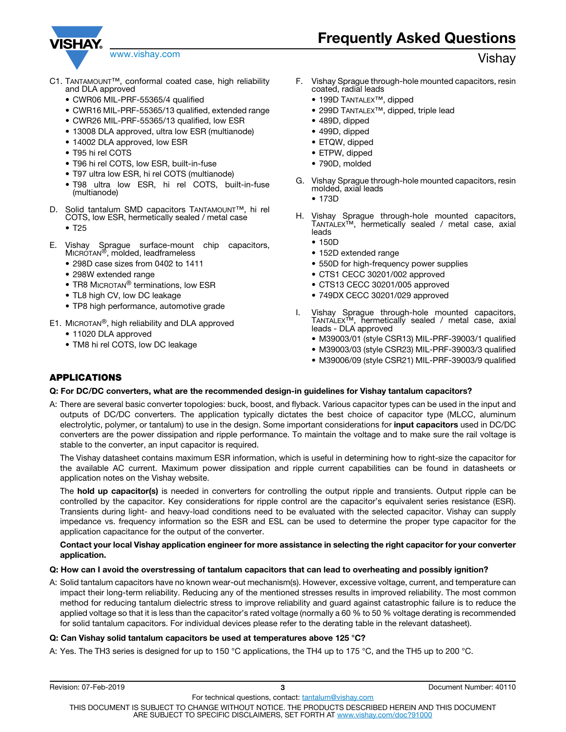C1. TANTAMOUNT™, conformal coated case, high reliability and DLA approved

- CWR06 MIL-PRF-55365/4 qualified
- CWR16 MIL-PRF-55365/13 qualified, extended range
- CWR26 MIL-PRF-55365/13 qualified, low ESR
- 13008 DLA approved, ultra low ESR (multianode)
- 14002 DLA approved, low ESR
- T95 hi rel COTS
- T96 hi rel COTS, low ESR, built-in-fuse
- T97 ultra low ESR, hi rel COTS (multianode)
- T98 ultra low ESR, hi rel COTS, built-in-fuse (multianode)

D. Solid tantalum SMD capacitors TANTAMOUNT™, hi rel COTS, low ESR, hermetically sealed / metal case

- T25

E. Vishay Sprague surface-mount chip capacitors, MICROTAN®, molded, leadframeless

- 298D case sizes from 0402 to 1411
- 298W extended range
- TR8 MICROTAN® terminations, low ESR
- TL8 high CV, low DC leakage
- TP8 high performance, automotive grade

E1. MICROTAN®, high reliability and DLA approved

- 11020 DLA approved
- TM8 hi rel COTS, low DC leakage

F. Vishay Sprague through-hole mounted capacitors, resin coated, radial leads

- 199D TANTALEX™, dipped
- 299D TANTALEX™, dipped, triple lead
- 489D, dipped
- 499D, dipped
- ETQW, dipped
- ETPW, dipped
- 790D, molded

G. Vishay Sprague through-hole mounted capacitors, resin molded, axial leads

- 173D

H. Vishay Sprague through-hole mounted capacitors, TANTALEX™, hermetically sealed / metal case, axial leads

- 150D
- 152D extended range
- 550D for high-frequency power supplies
- CTS1 CECC 30201/002 approved
- CTS13 CECC 30201/005 approved
- 749DX CECC 30201/029 approved

I. Vishay Sprague through-hole mounted capacitors, TANTALEX™, hermetically sealed / metal case, axial leads - DLA approved

- M39003/01 (style CSR13) MIL-PRF-39003/1 qualified
- M39003/03 (style CSR23) MIL-PRF-39003/3 qualified
- M39006/09 (style CSR21) MIL-PRF-39003/9 qualified

## APPLICATIONS

**Q: For DC/DC converters, what are the recommended design-in guidelines for Vishay tantalum capacitors?**

A: There are several basic converter topologies: buck, boost, and flyback. Various capacitor types can be used in the input and outputs of DC/DC converters. The application typically dictates the best choice of capacitor type (MLCC, aluminum electrolytic, polymer, or tantalum) to use in the design. Some important considerations for **input capacitors** used in DC/DC converters are the power dissipation and ripple performance. To maintain the voltage and to make sure the rail voltage is stable to the converter, an input capacitor is required.

The Vishay datasheet contains maximum ESR information, which is useful in determining how to right-size the capacitor for the available AC current. Maximum power dissipation and ripple current capabilities can be found in datasheets or application notes on the Vishay website.

The **hold up capacitor(s)** is needed in converters for controlling the output ripple and transients. Output ripple can be controlled by the capacitor. Key considerations for ripple control are the capacitor's equivalent series resistance (ESR). Transients during light- and heavy-load conditions need to be evaluated with the selected capacitor. Vishay can supply impedance vs. frequency information so the ESR and ESL can be used to determine the proper type capacitor for the application capacitance for the output of the converter.

**Contact your local Vishay application engineer for more assistance in selecting the right capacitor for your converter application.**

**Q: How can I avoid the overstressing of tantalum capacitors that can lead to overheating and possibly ignition?**

A: Solid tantalum capacitors have no known wear-out mechanism(s). However, excessive voltage, current, and temperature can impact their long-term reliability. Reducing any of the mentioned stresses results in improved reliability. The most common method for reducing tantalum dielectric stress to improve reliability and guard against catastrophic failure is to reduce the applied voltage so that it is less than the capacitor's rated voltage (normally a 60 % to 50 % voltage derating is recommended for solid tantalum capacitors. For individual devices please refer to the derating table in the relevant datasheet).

**Q: Can Vishay solid tantalum capacitors be used at temperatures above 125 °C?**

A: Yes. The TH3 series is designed for up to 150 °C applications, the TH4 up to 175 °C, and the TH5 up to 200 °C.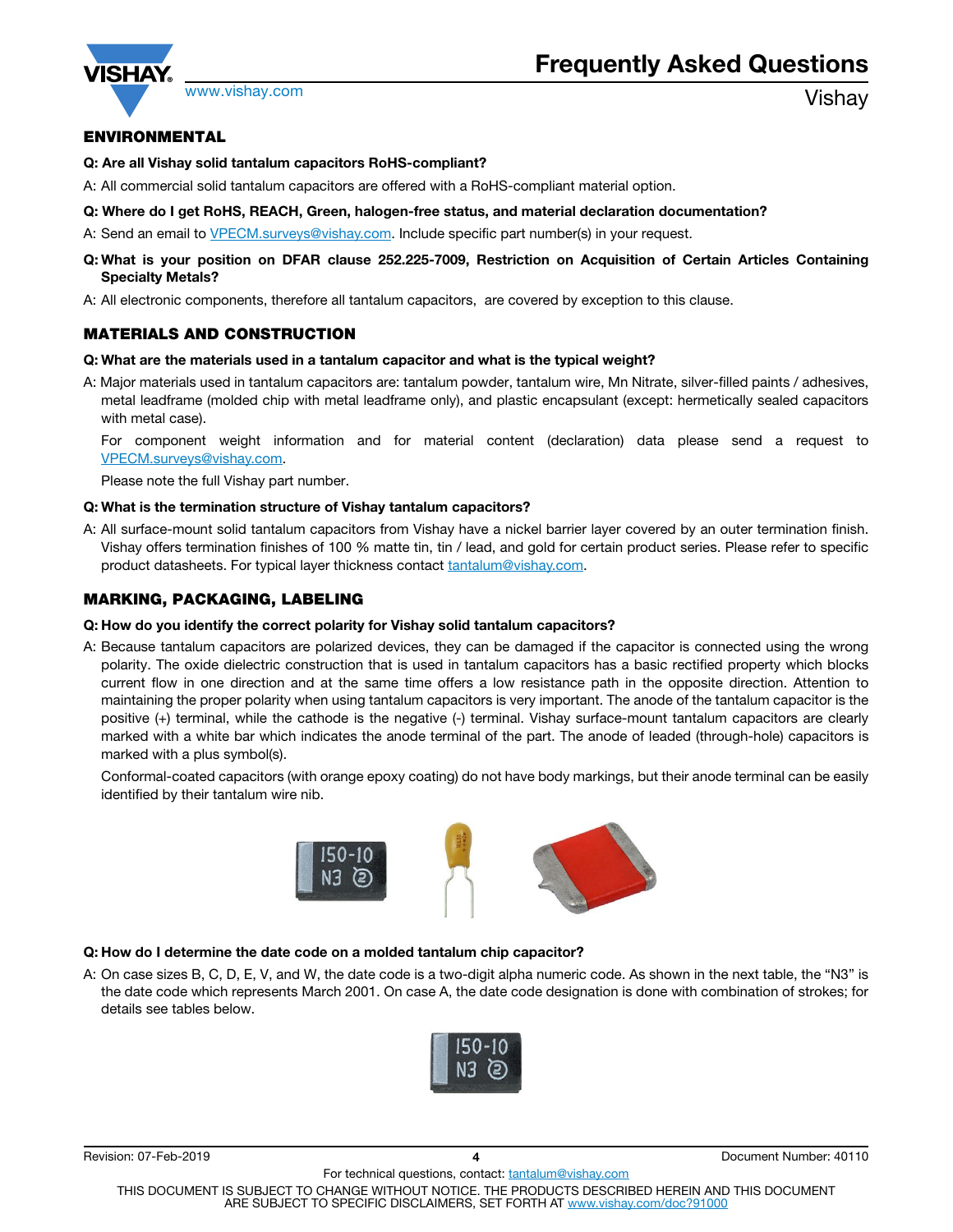## ENVIRONMENTAL

**Q: Are all Vishay solid tantalum capacitors RoHS-compliant?**

A: All commercial solid tantalum capacitors are offered with a RoHS-compliant material option.

**Q: Where do I get RoHS, REACH, Green, halogen-free status, and material declaration documentation?**

A: Send an email to VPECM.surveys@vishay.com. Include specific part number(s) in your request.

**Q: What is your position on DFAR clause 252.225-7009, Restriction on Acquisition of Certain Articles Containing Specialty Metals?**

A: All electronic components, therefore all tantalum capacitors, are covered by exception to this clause.

## MATERIALS AND CONSTRUCTION

**Q: What are the materials used in a tantalum capacitor and what is the typical weight?**

A: Major materials used in tantalum capacitors are: tantalum powder, tantalum wire, Mn Nitrate, silver-filled paints / adhesives, metal leadframe (molded chip with metal leadframe only), and plastic encapsulant (except: hermetically sealed capacitors with metal case).

For component weight information and for material content (declaration) data please send a request to VPECM.surveys@vishay.com.

Please note the full Vishay part number.

**Q: What is the termination structure of Vishay tantalum capacitors?**

A: All surface-mount solid tantalum capacitors from Vishay have a nickel barrier layer covered by an outer termination finish. Vishay offers termination finishes of 100 % matte tin, tin / lead, and gold for certain product series. Please refer to specific product datasheets. For typical layer thickness contact tantalum@vishay.com.

## MARKING, PACKAGING, LABELING

**Q: How do you identify the correct polarity for Vishay solid tantalum capacitors?**

A: Because tantalum capacitors are polarized devices, they can be damaged if the capacitor is connected using the wrong polarity. The oxide dielectric construction that is used in tantalum capacitors has a basic rectified property which blocks current flow in one direction and at the same time offers a low resistance path in the opposite direction. Attention to maintaining the proper polarity when using tantalum capacitors is very important. The anode of the tantalum capacitor is the positive (+) terminal, while the cathode is the negative (-) terminal. Vishay surface-mount tantalum capacitors are clearly marked with a white bar which indicates the anode terminal of the part. The anode of leaded (through-hole) capacitors is marked with a plus symbol(s).

Conformal-coated capacitors (with orange epoxy coating) do not have body markings, but their anode terminal can be easily identified by their tantalum wire nib.

**Q: How do I determine the date code on a molded tantalum chip capacitor?**

A: On case sizes B, C, D, E, V, and W, the date code is a two-digit alpha numeric code. As shown in the next table, the "N3" is the date code which represents March 2001. On case A, the date code designation is done with combination of strokes; for details see tables below.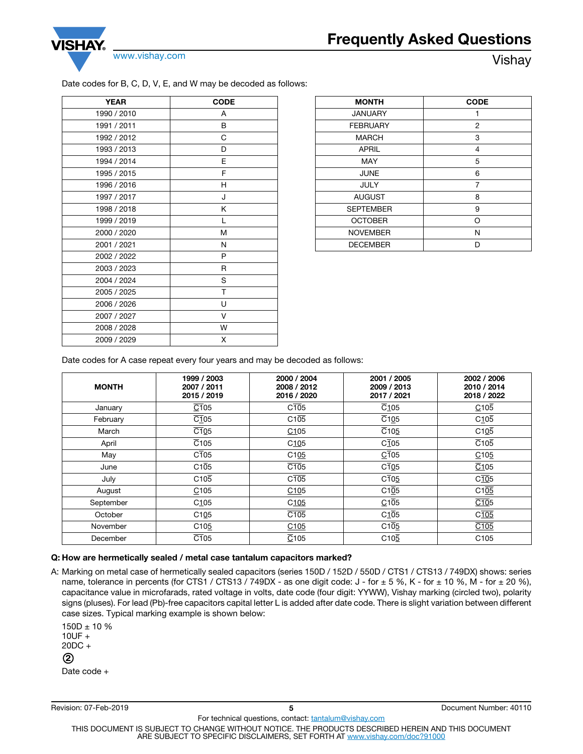Date codes for B, C, D, V, E, and W may be decoded as follows:

| YEAR | CODE |
|---|---|
| 1990 / 2010 | A |
| 1991 / 2011 | B |
| 1992 / 2012 | C |
| 1993 / 2013 | D |
| 1994 / 2014 | E |
| 1995 / 2015 | F |
| 1996 / 2016 | H |
| 1997 / 2017 | J |
| 1998 / 2018 | K |
| 1999 / 2019 | L |
| 2000 / 2020 | M |
| 2001 / 2021 | N |
| 2002 / 2022 | P |
| 2003 / 2023 | R |
| 2004 / 2024 | S |
| 2005 / 2025 | T |
| 2006 / 2026 | U |
| 2007 / 2027 | V |
| 2008 / 2028 | W |
| 2009 / 2029 | X |

| MONTH | CODE |
|---|---|
| JANUARY | 1 |
| FEBRUARY | 2 |
| MARCH | 3 |
| APRIL | 4 |
| MAY | 5 |
| JUNE | 6 |
| JULY | 7 |
| AUGUST | 8 |
| SEPTEMBER | 9 |
| OCTOBER | O |
| NOVEMBER | N |
| DECEMBER | D |

Date codes for A case repeat every four years and may be decoded as follows:

| MONTH | 1999 / 2003 2007 / 2011 2015 / 2019 | 2000 / 2004 2008 / 2012 2016 / 2020 | 2001 / 2005 2009 / 2013 2017 / 2021 | 2002 / 2006 2010 / 2014 2018 / 2022 |
|---|---|---|---|---|
| January | $\overline{\text{C}}\text{105}$ | $\text{C}\overline{\text{1}}\text{05}$ | $\overline{\text{C}}\text{105}$ | $\underline{\text{C}}\text{10}\overline{\text{5}}$ |
| February | $\overline{\text{C}}\underline{\text{1}}\text{05}$ | $\text{C1}\overline{\text{0}}\text{5}$ | $\overline{\text{C}}\underline{\text{1}}\text{05}$ | $\text{C10}\overline{\text{5}}$ |
| March | $\overline{\text{C}}\text{1}\underline{\text{0}}\text{5}$ | $\underline{\text{C}}\text{105}$ | $\overline{\text{C}}\text{10}\underline{\text{5}}$ | $\text{C10}\overline{\text{5}}$ |
| April | $\overline{\text{C}}\text{105}$ | $\text{C}\underline{\text{1}}\text{05}$ | $\text{C}\overline{\text{1}}\text{05}$ | $\overline{\text{C}}\text{105}$ |
| May | $\text{C}\overline{\text{1}}\text{05}$ | $\text{C1}\underline{\text{0}}\text{5}$ | $\underline{\text{C}}\overline{\text{1}}\text{05}$ | $\underline{\text{C}}\text{10}\underline{\text{5}}$ |
| June | $\text{C1}\overline{\text{0}}\text{5}$ | $\overline{\text{C}}\text{105}$ | $\text{C}\overline{\text{1}}\underline{\text{0}}\text{5}$ | $\underline{\overline{\text{C}}}\text{105}$ |
| July | $\text{C10}\overline{\text{5}}$ | $\text{C}\overline{\text{1}}\text{05}$ | $\text{C}\overline{\text{1}}\text{0}\underline{\text{5}}$ | $\text{C}\overline{\text{1}}\text{05}$ |
| August | $\underline{\text{C}}\text{105}$ | $\underline{\text{C}}\text{105}$ | $\text{C1}\overline{\underline{\text{0}}}\text{5}$ | $\text{C1}\overline{\text{0}}\text{5}$ |
| September | $\text{C}\underline{\text{1}}\text{05}$ | $\text{C}\underline{\text{1}}\text{05}$ | $\underline{\text{C}}\text{1}\overline{\text{0}}\text{5}$ | $\underline{\overline{\text{C}}}\text{105}$ |
| October | $\text{C1}\underline{\text{0}}\text{5}$ | $\overline{\text{C}}\text{105}$ | $\text{C}\underline{\text{1}}\overline{\text{0}}\text{5}$ | $\text{C}\overline{\underline{\text{1}}}\text{05}$ |
| November | $\text{C10}\underline{\text{5}}$ | $\underline{\text{C}}\text{105}$ | $\text{C1}\underline{\text{0}}\overline{\text{5}}$ | $\underline{\overline{\text{C}}}\text{105}$ |
| December | $\overline{\text{C}}\text{105}$ | $\underline{\overline{\text{C}}}\text{105}$ | $\text{C10}\underline{\overline{\text{5}}}$ | C105 |

**Q: How are hermetically sealed / metal case tantalum capacitors marked?**

A: Marking on metal case of hermetically sealed capacitors (series 150D / 152D / 550D / CTS1 / CTS13 / 749DX) shows: series name, tolerance in percents (for CTS1 / CTS13 / 749DX - as one digit code: J - for ± 5 %, K - for ± 10 %, M - for ± 20 %), capacitance value in microfarads, rated voltage in volts, date code (four digit: YYWW), Vishay marking (circled two), polarity signs (pluses). For lead (Pb)-free capacitors capital letter L is added after date code. There is slight variation between different case sizes. Typical marking example is shown below:

150D ± 10 %
10UF +
20DC +
②
Date code +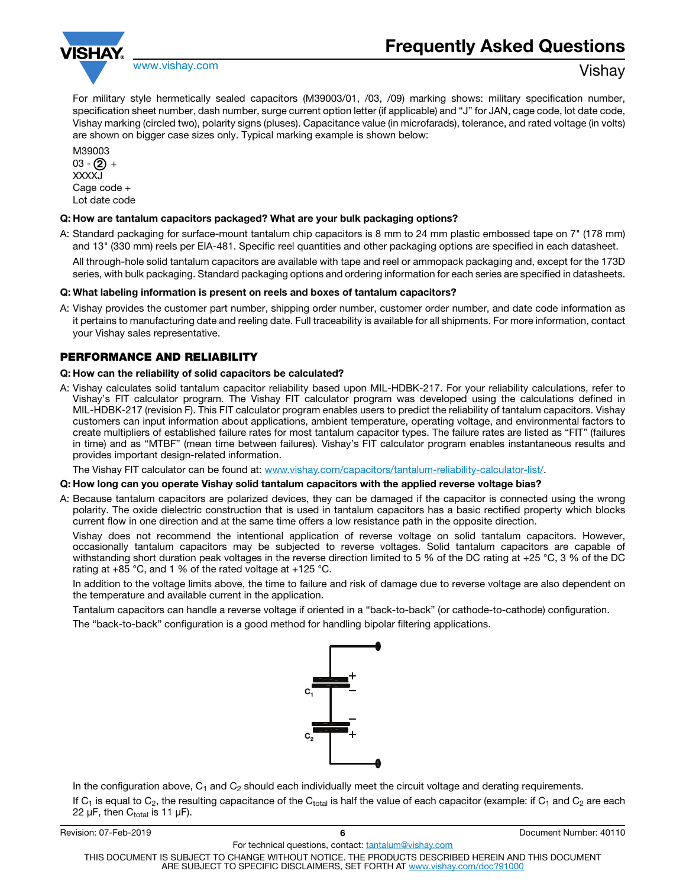For military style hermetically sealed capacitors (M39003/01, /03, /09) marking shows: military specification number, specification sheet number, dash number, surge current option letter (if applicable) and "J" for JAN, cage code, lot date code, Vishay marking (circled two), polarity signs (pluses). Capacitance value (in microfarads), tolerance, and rated voltage (in volts) are shown on bigger case sizes only. Typical marking example is shown below:

M39003
03 - ② +
XXXXJ
Cage code +
Lot date code

**Q: How are tantalum capacitors packaged? What are your bulk packaging options?**

A: Standard packaging for surface-mount tantalum chip capacitors is 8 mm to 24 mm plastic embossed tape on 7" (178 mm) and 13" (330 mm) reels per EIA-481. Specific reel quantities and other packaging options are specified in each datasheet.

All through-hole solid tantalum capacitors are available with tape and reel or ammopack packaging and, except for the 173D series, with bulk packaging. Standard packaging options and ordering information for each series are specified in datasheets.

**Q: What labeling information is present on reels and boxes of tantalum capacitors?**

A: Vishay provides the customer part number, shipping order number, customer order number, and date code information as it pertains to manufacturing date and reeling date. Full traceability is available for all shipments. For more information, contact your Vishay sales representative.

## PERFORMANCE AND RELIABILITY

**Q: How can the reliability of solid capacitors be calculated?**

A: Vishay calculates solid tantalum capacitor reliability based upon MIL-HDBK-217. For your reliability calculations, refer to Vishay's FIT calculator program. The Vishay FIT calculator program was developed using the calculations defined in MIL-HDBK-217 (revision F). This FIT calculator program enables users to predict the reliability of tantalum capacitors. Vishay customers can input information about applications, ambient temperature, operating voltage, and environmental factors to create multipliers of established failure rates for most tantalum capacitor types. The failure rates are listed as "FIT" (failures in time) and as "MTBF" (mean time between failures). Vishay's FIT calculator program enables instantaneous results and provides important design-related information.

The Vishay FIT calculator can be found at: www.vishay.com/capacitors/tantalum-reliability-calculator-list/.

**Q: How long can you operate Vishay solid tantalum capacitors with the applied reverse voltage bias?**

A: Because tantalum capacitors are polarized devices, they can be damaged if the capacitor is connected using the wrong polarity. The oxide dielectric construction that is used in tantalum capacitors has a basic rectified property which blocks current flow in one direction and at the same time offers a low resistance path in the opposite direction.

Vishay does not recommend the intentional application of reverse voltage on solid tantalum capacitors. However, occasionally tantalum capacitors may be subjected to reverse voltages. Solid tantalum capacitors are capable of withstanding short duration peak voltages in the reverse direction limited to 5 % of the DC rating at +25 °C, 3 % of the DC rating at +85 °C, and 1 % of the rated voltage at +125 °C.

In addition to the voltage limits above, the time to failure and risk of damage due to reverse voltage are also dependent on the temperature and available current in the application.

Tantalum capacitors can handle a reverse voltage if oriented in a "back-to-back" (or cathode-to-cathode) configuration.

The "back-to-back" configuration is a good method for handling bipolar filtering applications.

In the configuration above, $C_1$ and $C_2$ should each individually meet the circuit voltage and derating requirements.

If $C_1$ is equal to $C_2$, the resulting capacitance of the $C_{total}$ is half the value of each capacitor (example: if $C_1$ and $C_2$ are each 22 µF, then $C_{total}$ is 11 µF).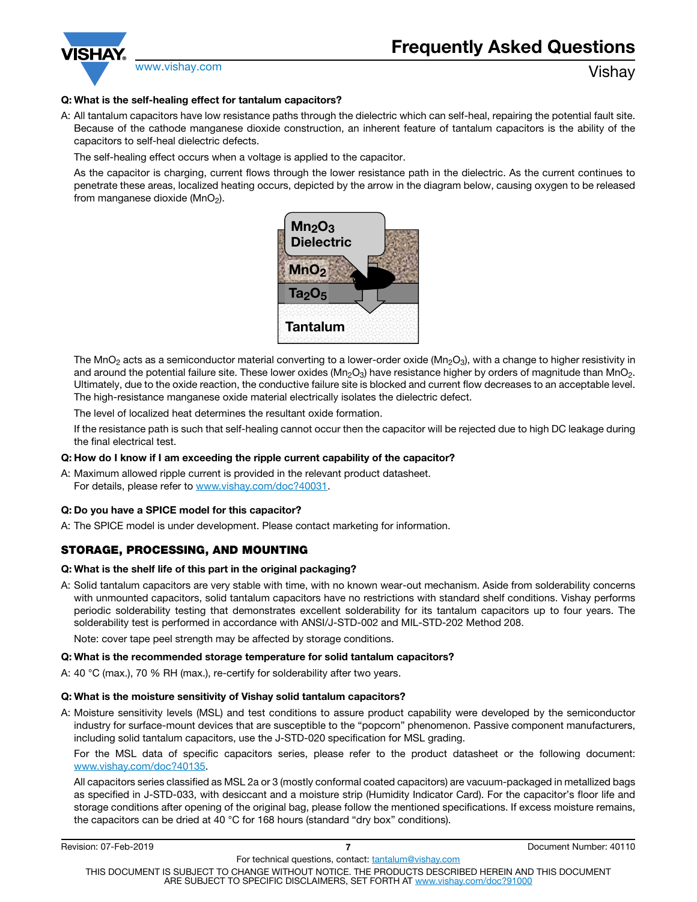**Q: What is the self-healing effect for tantalum capacitors?**

A: All tantalum capacitors have low resistance paths through the dielectric which can self-heal, repairing the potential fault site. Because of the cathode manganese dioxide construction, an inherent feature of tantalum capacitors is the ability of the capacitors to self-heal dielectric defects.

The self-healing effect occurs when a voltage is applied to the capacitor.

As the capacitor is charging, current flows through the lower resistance path in the dielectric. As the current continues to penetrate these areas, localized heating occurs, depicted by the arrow in the diagram below, causing oxygen to be released from manganese dioxide ($MnO_2$).

The $MnO_2$ acts as a semiconductor material converting to a lower-order oxide ($Mn_2O_3$), with a change to higher resistivity in and around the potential failure site. These lower oxides ($Mn_2O_3$) have resistance higher by orders of magnitude than $MnO_2$. Ultimately, due to the oxide reaction, the conductive failure site is blocked and current flow decreases to an acceptable level. The high-resistance manganese oxide material electrically isolates the dielectric defect.

The level of localized heat determines the resultant oxide formation.

If the resistance path is such that self-healing cannot occur then the capacitor will be rejected due to high DC leakage during the final electrical test.

**Q: How do I know if I am exceeding the ripple current capability of the capacitor?**

A: Maximum allowed ripple current is provided in the relevant product datasheet.
For details, please refer to www.vishay.com/doc?40031.

**Q: Do you have a SPICE model for this capacitor?**

A: The SPICE model is under development. Please contact marketing for information.

## STORAGE, PROCESSING, AND MOUNTING

**Q: What is the shelf life of this part in the original packaging?**

A: Solid tantalum capacitors are very stable with time, with no known wear-out mechanism. Aside from solderability concerns with unmounted capacitors, solid tantalum capacitors have no restrictions with standard shelf conditions. Vishay performs periodic solderability testing that demonstrates excellent solderability for its tantalum capacitors up to four years. The solderability test is performed in accordance with ANSI/J-STD-002 and MIL-STD-202 Method 208.

Note: cover tape peel strength may be affected by storage conditions.

**Q: What is the recommended storage temperature for solid tantalum capacitors?**

A: 40 °C (max.), 70 % RH (max.), re-certify for solderability after two years.

**Q: What is the moisture sensitivity of Vishay solid tantalum capacitors?**

A: Moisture sensitivity levels (MSL) and test conditions to assure product capability were developed by the semiconductor industry for surface-mount devices that are susceptible to the "popcorn" phenomenon. Passive component manufacturers, including solid tantalum capacitors, use the J-STD-020 specification for MSL grading.

For the MSL data of specific capacitors series, please refer to the product datasheet or the following document: www.vishay.com/doc?40135.

All capacitors series classified as MSL 2a or 3 (mostly conformal coated capacitors) are vacuum-packaged in metallized bags as specified in J-STD-033, with desiccant and a moisture strip (Humidity Indicator Card). For the capacitor's floor life and storage conditions after opening of the original bag, please follow the mentioned specifications. If excess moisture remains, the capacitors can be dried at 40 °C for 168 hours (standard "dry box" conditions).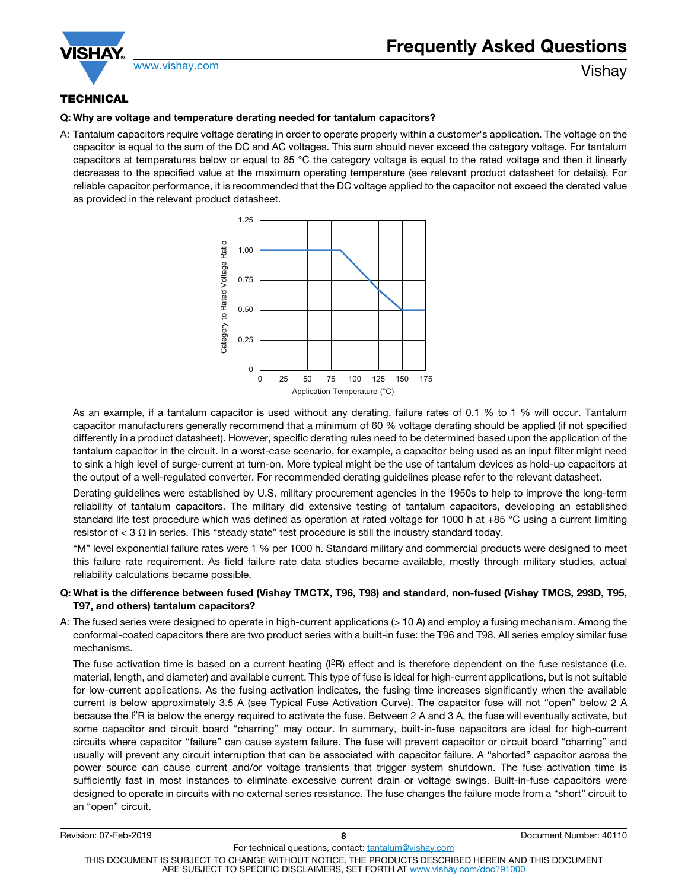## TECHNICAL

**Q: Why are voltage and temperature derating needed for tantalum capacitors?**

A: Tantalum capacitors require voltage derating in order to operate properly within a customer's application. The voltage on the capacitor is equal to the sum of the DC and AC voltages. This sum should never exceed the category voltage. For tantalum capacitors at temperatures below or equal to 85 °C the category voltage is equal to the rated voltage and then it linearly decreases to the specified value at the maximum operating temperature (see relevant product datasheet for details). For reliable capacitor performance, it is recommended that the DC voltage applied to the capacitor not exceed the derated value as provided in the relevant product datasheet.

As an example, if a tantalum capacitor is used without any derating, failure rates of 0.1 % to 1 % will occur. Tantalum capacitor manufacturers generally recommend that a minimum of 60 % voltage derating should be applied (if not specified differently in a product datasheet). However, specific derating rules need to be determined based upon the application of the tantalum capacitor in the circuit. In a worst-case scenario, for example, a capacitor being used as an input filter might need to sink a high level of surge-current at turn-on. More typical might be the use of tantalum devices as hold-up capacitors at the output of a well-regulated converter. For recommended derating guidelines please refer to the relevant datasheet.

Derating guidelines were established by U.S. military procurement agencies in the 1950s to help to improve the long-term reliability of tantalum capacitors. The military did extensive testing of tantalum capacitors, developing an established standard life test procedure which was defined as operation at rated voltage for 1000 h at +85 °C using a current limiting resistor of < 3 Ω in series. This "steady state" test procedure is still the industry standard today.

"M" level exponential failure rates were 1 % per 1000 h. Standard military and commercial products were designed to meet this failure rate requirement. As field failure rate data studies became available, mostly through military studies, actual reliability calculations became possible.

**Q: What is the difference between fused (Vishay TMCTX, T96, T98) and standard, non-fused (Vishay TMCS, 293D, T95, T97, and others) tantalum capacitors?**

A: The fused series were designed to operate in high-current applications (> 10 A) and employ a fusing mechanism. Among the conformal-coated capacitors there are two product series with a built-in fuse: the T96 and T98. All series employ similar fuse mechanisms.

The fuse activation time is based on a current heating ($I^2R$) effect and is therefore dependent on the fuse resistance (i.e. material, length, and diameter) and available current. This type of fuse is ideal for high-current applications, but is not suitable for low-current applications. As the fusing activation indicates, the fusing time increases significantly when the available current is below approximately 3.5 A (see Typical Fuse Activation Curve). The capacitor fuse will not "open" below 2 A because the $I^2R$ is below the energy required to activate the fuse. Between 2 A and 3 A, the fuse will eventually activate, but some capacitor and circuit board "charring" may occur. In summary, built-in-fuse capacitors are ideal for high-current circuits where capacitor "failure" can cause system failure. The fuse will prevent capacitor or circuit board "charring" and usually will prevent any circuit interruption that can be associated with capacitor failure. A "shorted" capacitor across the power source can cause current and/or voltage transients that trigger system shutdown. The fuse activation time is sufficiently fast in most instances to eliminate excessive current drain or voltage swings. Built-in-fuse capacitors were designed to operate in circuits with no external series resistance. The fuse changes the failure mode from a "short" circuit to an "open" circuit.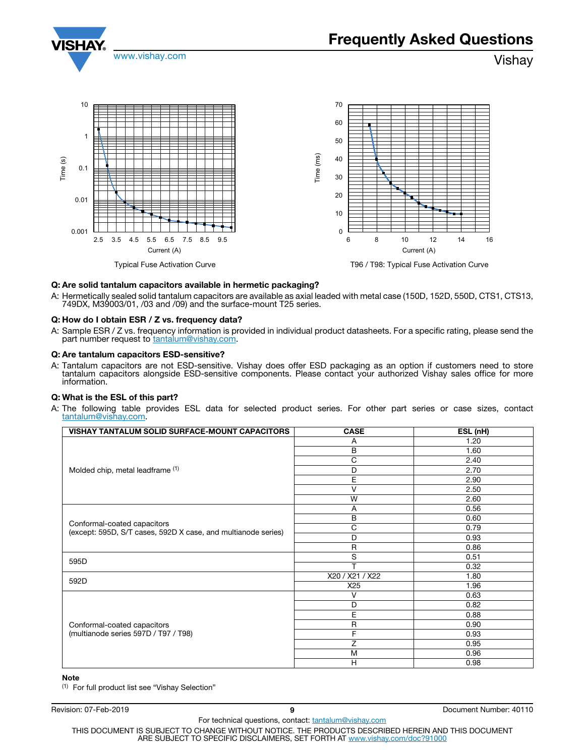Typical Fuse Activation Curve

T96 / T98: Typical Fuse Activation Curve

**Q: Are solid tantalum capacitors available in hermetic packaging?**

A: Hermetically sealed solid tantalum capacitors are available as axial leaded with metal case (150D, 152D, 550D, CTS1, CTS13, 749DX, M39003/01, /03 and /09) and the surface-mount T25 series.

**Q: How do I obtain ESR / Z vs. frequency data?**

A: Sample ESR / Z vs. frequency information is provided in individual product datasheets. For a specific rating, please send the part number request to tantalum@vishay.com.

**Q: Are tantalum capacitors ESD-sensitive?**

A: Tantalum capacitors are not ESD-sensitive. Vishay does offer ESD packaging as an option if customers need to store tantalum capacitors alongside ESD-sensitive components. Please contact your authorized Vishay sales office for more information.

**Q: What is the ESL of this part?**

A: The following table provides ESL data for selected product series. For other part series or case sizes, contact tantalum@vishay.com.

| VISHAY TANTALUM SOLID SURFACE-MOUNT CAPACITORS | CASE | ESL (nH) |
|---|---|---|
| Molded chip, metal leadframe (1) | A | 1.20 |
| | B | 1.60 |
| | C | 2.40 |
| | D | 2.70 |
| | E | 2.90 |
| | V | 2.50 |
| | W | 2.60 |
| Conformal-coated capacitors (except: 595D, S/T cases, 592D X case, and multianode series) | A | 0.56 |
| | B | 0.60 |
| | C | 0.79 |
| | D | 0.93 |
| | R | 0.86 |
| 595D | S | 0.51 |
| | T | 0.32 |
| 592D | X20 / X21 / X22 | 1.80 |
| | X25 | 1.96 |
| Conformal-coated capacitors (multianode series 597D / T97 / T98) | V | 0.63 |
| | D | 0.82 |
| | E | 0.88 |
| | R | 0.90 |
| | F | 0.93 |
| | Z | 0.95 |
| | M | 0.96 |
| | H | 0.98 |

**Note**

(1) For full product list see "Vishay Selection"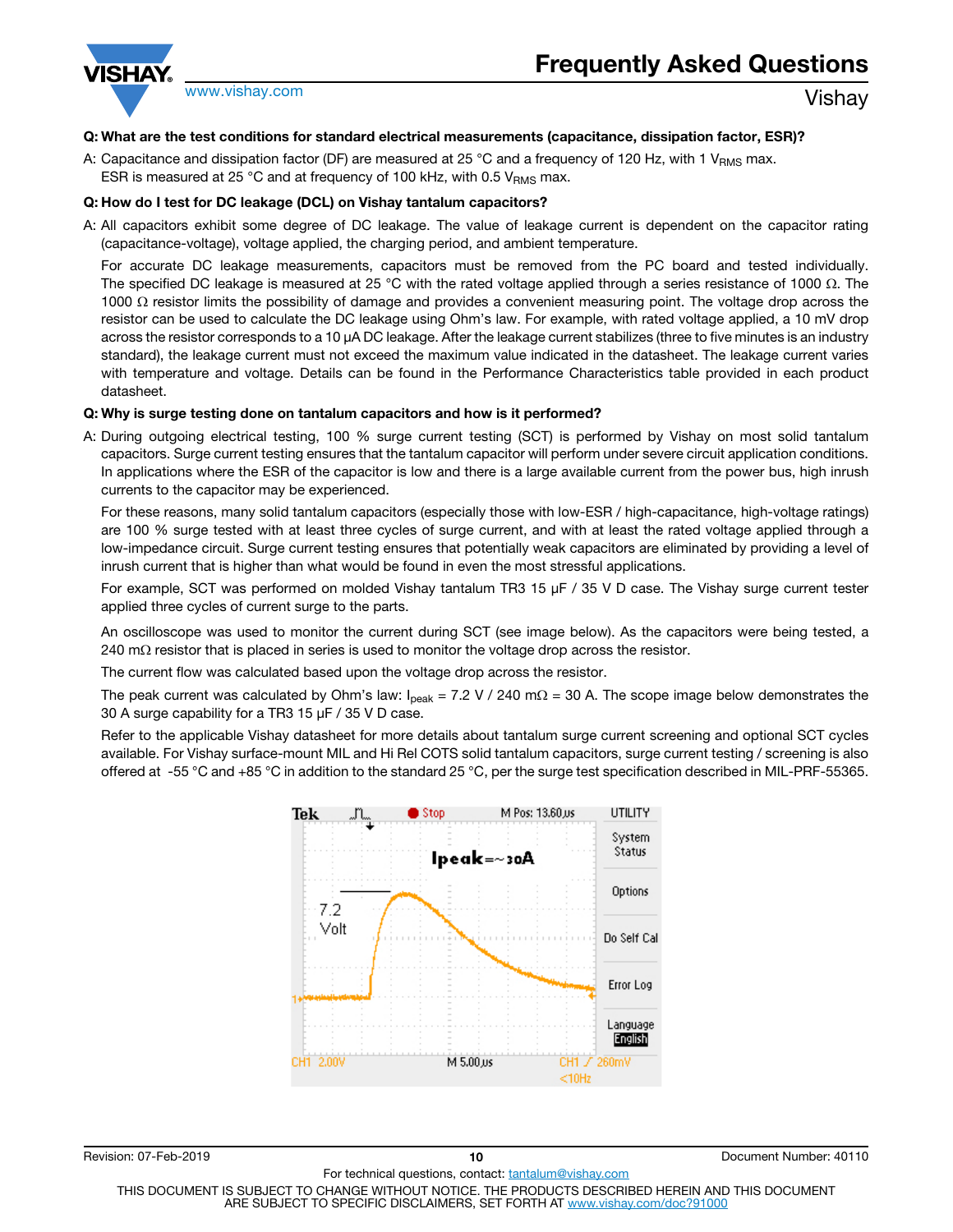**Q: What are the test conditions for standard electrical measurements (capacitance, dissipation factor, ESR)?**

A: Capacitance and dissipation factor (DF) are measured at 25 °C and a frequency of 120 Hz, with 1 $V_{RMS}$ max. ESR is measured at 25 °C and at frequency of 100 kHz, with 0.5 $V_{RMS}$ max.

**Q: How do I test for DC leakage (DCL) on Vishay tantalum capacitors?**

A: All capacitors exhibit some degree of DC leakage. The value of leakage current is dependent on the capacitor rating (capacitance-voltage), voltage applied, the charging period, and ambient temperature.

For accurate DC leakage measurements, capacitors must be removed from the PC board and tested individually. The specified DC leakage is measured at 25 °C with the rated voltage applied through a series resistance of 1000 Ω. The 1000 Ω resistor limits the possibility of damage and provides a convenient measuring point. The voltage drop across the resistor can be used to calculate the DC leakage using Ohm's law. For example, with rated voltage applied, a 10 mV drop across the resistor corresponds to a 10 μA DC leakage. After the leakage current stabilizes (three to five minutes is an industry standard), the leakage current must not exceed the maximum value indicated in the datasheet. The leakage current varies with temperature and voltage. Details can be found in the Performance Characteristics table provided in each product datasheet.

**Q: Why is surge testing done on tantalum capacitors and how is it performed?**

A: During outgoing electrical testing, 100 % surge current testing (SCT) is performed by Vishay on most solid tantalum capacitors. Surge current testing ensures that the tantalum capacitor will perform under severe circuit application conditions. In applications where the ESR of the capacitor is low and there is a large available current from the power bus, high inrush currents to the capacitor may be experienced.

For these reasons, many solid tantalum capacitors (especially those with low-ESR / high-capacitance, high-voltage ratings) are 100 % surge tested with at least three cycles of surge current, and with at least the rated voltage applied through a low-impedance circuit. Surge current testing ensures that potentially weak capacitors are eliminated by providing a level of inrush current that is higher than what would be found in even the most stressful applications.

For example, SCT was performed on molded Vishay tantalum TR3 15 μF / 35 V D case. The Vishay surge current tester applied three cycles of current surge to the parts.

An oscilloscope was used to monitor the current during SCT (see image below). As the capacitors were being tested, a 240 mΩ resistor that is placed in series is used to monitor the voltage drop across the resistor.

The current flow was calculated based upon the voltage drop across the resistor.

The peak current was calculated by Ohm's law: $I_{peak}$ = 7.2 V / 240 mΩ = 30 A. The scope image below demonstrates the 30 A surge capability for a TR3 15 μF / 35 V D case.

Refer to the applicable Vishay datasheet for more details about tantalum surge current screening and optional SCT cycles available. For Vishay surface-mount MIL and Hi Rel COTS solid tantalum capacitors, surge current testing / screening is also offered at -55 °C and +85 °C in addition to the standard 25 °C, per the surge test specification described in MIL-PRF-55365.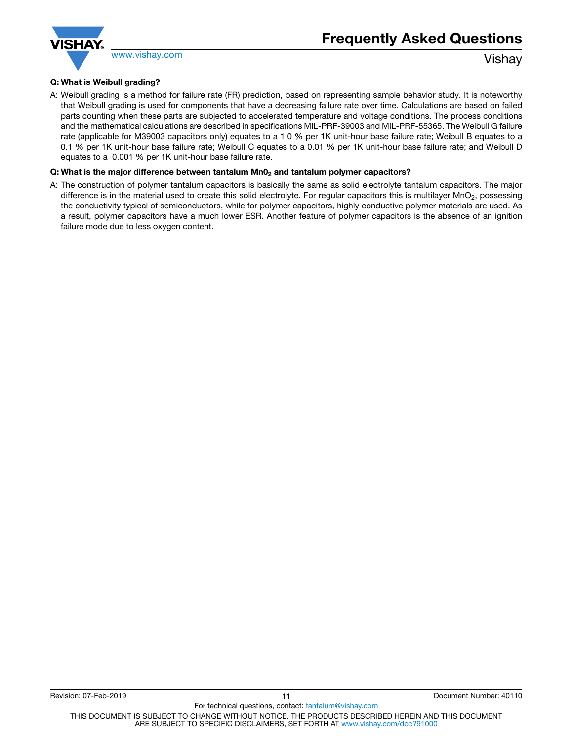**Q: What is Weibull grading?**

A: Weibull grading is a method for failure rate (FR) prediction, based on representing sample behavior study. It is noteworthy that Weibull grading is used for components that have a decreasing failure rate over time. Calculations are based on failed parts counting when these parts are subjected to accelerated temperature and voltage conditions. The process conditions and the mathematical calculations are described in specifications MIL-PRF-39003 and MIL-PRF-55365. The Weibull G failure rate (applicable for M39003 capacitors only) equates to a 1.0 % per 1K unit-hour base failure rate; Weibull B equates to a 0.1 % per 1K unit-hour base failure rate; Weibull C equates to a 0.01 % per 1K unit-hour base failure rate; and Weibull D equates to a 0.001 % per 1K unit-hour base failure rate.

**Q: What is the major difference between tantalum $Mn0_2$ and tantalum polymer capacitors?**

A: The construction of polymer tantalum capacitors is basically the same as solid electrolyte tantalum capacitors. The major difference is in the material used to create this solid electrolyte. For regular capacitors this is multilayer $MnO_2$, possessing the conductivity typical of semiconductors, while for polymer capacitors, highly conductive polymer materials are used. As a result, polymer capacitors have a much lower ESR. Another feature of polymer capacitors is the absence of an ignition failure mode due to less oxygen content.